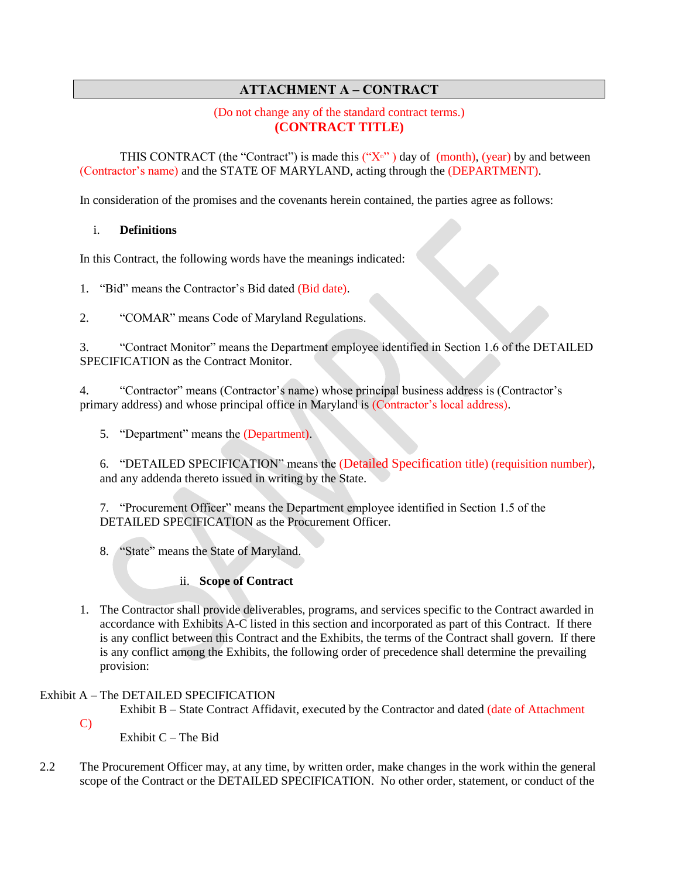## ATTACHMENT A – CONTRACT

(Do not change any of the standard contract terms.)

**(CONTRACT TITLE)**

THIS CONTRACT (the "Contract") is made this ("X^th" ) day of (month), (year) by and between (Contractor's name) and the STATE OF MARYLAND, acting through the (DEPARTMENT).

In consideration of the promises and the covenants herein contained, the parties agree as follows:

i. **Definitions**

In this Contract, the following words have the meanings indicated:

1. "Bid" means the Contractor's Bid dated (Bid date).

2. "COMAR" means Code of Maryland Regulations.

3. "Contract Monitor" means the Department employee identified in Section 1.6 of the DETAILED SPECIFICATION as the Contract Monitor.

4. "Contractor" means (Contractor's name) whose principal business address is (Contractor's primary address) and whose principal office in Maryland is (Contractor's local address).

5. "Department" means the (Department).

6. "DETAILED SPECIFICATION" means the (Detailed Specification title) (requisition number), and any addenda thereto issued in writing by the State.

7. "Procurement Officer" means the Department employee identified in Section 1.5 of the DETAILED SPECIFICATION as the Procurement Officer.

8. "State" means the State of Maryland.

ii. **Scope of Contract**

1. The Contractor shall provide deliverables, programs, and services specific to the Contract awarded in accordance with Exhibits A-C listed in this section and incorporated as part of this Contract. If there is any conflict between this Contract and the Exhibits, the terms of the Contract shall govern. If there is any conflict among the Exhibits, the following order of precedence shall determine the prevailing provision:

Exhibit A – The DETAILED SPECIFICATION

Exhibit B – State Contract Affidavit, executed by the Contractor and dated (date of Attachment C)

Exhibit C – The Bid

2.2 The Procurement Officer may, at any time, by written order, make changes in the work within the general scope of the Contract or the DETAILED SPECIFICATION. No other order, statement, or conduct of the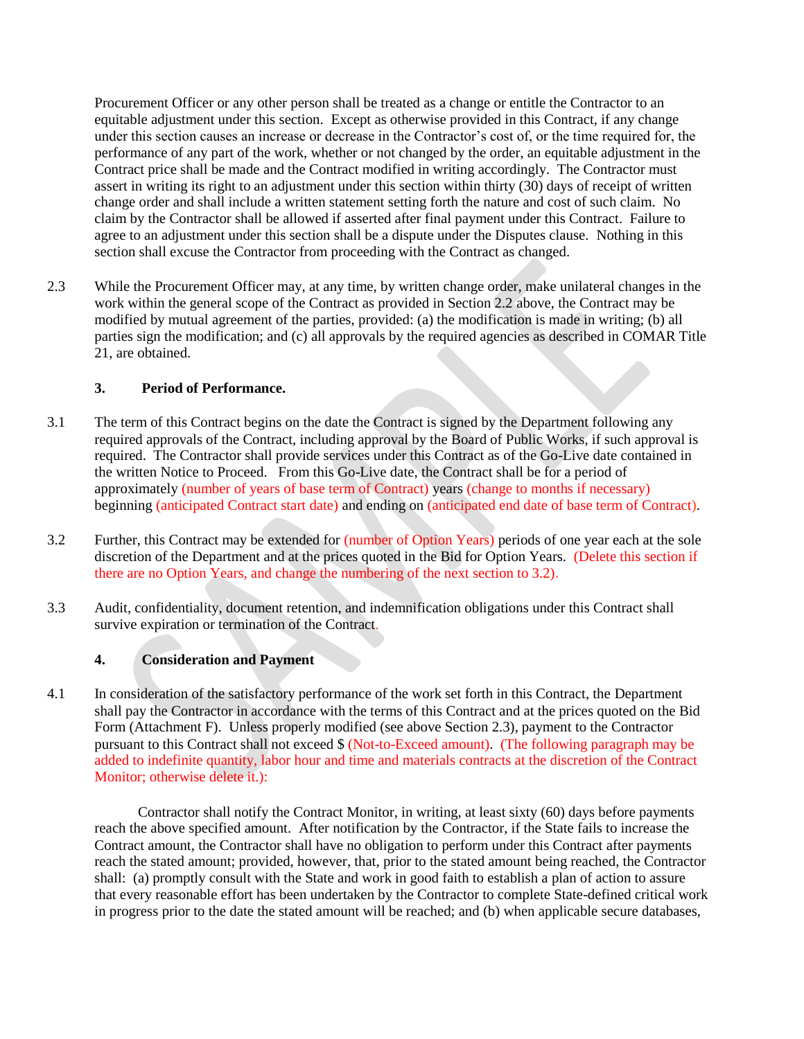Procurement Officer or any other person shall be treated as a change or entitle the Contractor to an equitable adjustment under this section. Except as otherwise provided in this Contract, if any change under this section causes an increase or decrease in the Contractor's cost of, or the time required for, the performance of any part of the work, whether or not changed by the order, an equitable adjustment in the Contract price shall be made and the Contract modified in writing accordingly. The Contractor must assert in writing its right to an adjustment under this section within thirty (30) days of receipt of written change order and shall include a written statement setting forth the nature and cost of such claim. No claim by the Contractor shall be allowed if asserted after final payment under this Contract. Failure to agree to an adjustment under this section shall be a dispute under the Disputes clause. Nothing in this section shall excuse the Contractor from proceeding with the Contract as changed.

2.3 While the Procurement Officer may, at any time, by written change order, make unilateral changes in the work within the general scope of the Contract as provided in Section 2.2 above, the Contract may be modified by mutual agreement of the parties, provided: (a) the modification is made in writing; (b) all parties sign the modification; and (c) all approvals by the required agencies as described in COMAR Title 21, are obtained.

### 3. Period of Performance.

3.1 The term of this Contract begins on the date the Contract is signed by the Department following any required approvals of the Contract, including approval by the Board of Public Works, if such approval is required. The Contractor shall provide services under this Contract as of the Go-Live date contained in the written Notice to Proceed. From this Go-Live date, the Contract shall be for a period of approximately (number of years of base term of Contract) years (change to months if necessary) beginning (anticipated Contract start date) and ending on (anticipated end date of base term of Contract).

3.2 Further, this Contract may be extended for (number of Option Years) periods of one year each at the sole discretion of the Department and at the prices quoted in the Bid for Option Years. (Delete this section if there are no Option Years, and change the numbering of the next section to 3.2).

3.3 Audit, confidentiality, document retention, and indemnification obligations under this Contract shall survive expiration or termination of the Contract.

### 4. Consideration and Payment

4.1 In consideration of the satisfactory performance of the work set forth in this Contract, the Department shall pay the Contractor in accordance with the terms of this Contract and at the prices quoted on the Bid Form (Attachment F). Unless properly modified (see above Section 2.3), payment to the Contractor pursuant to this Contract shall not exceed $ (Not-to-Exceed amount). (The following paragraph may be added to indefinite quantity, labor hour and time and materials contracts at the discretion of the Contract Monitor; otherwise delete it.):

Contractor shall notify the Contract Monitor, in writing, at least sixty (60) days before payments reach the above specified amount. After notification by the Contractor, if the State fails to increase the Contract amount, the Contractor shall have no obligation to perform under this Contract after payments reach the stated amount; provided, however, that, prior to the stated amount being reached, the Contractor shall: (a) promptly consult with the State and work in good faith to establish a plan of action to assure that every reasonable effort has been undertaken by the Contractor to complete State-defined critical work in progress prior to the date the stated amount will be reached; and (b) when applicable secure databases,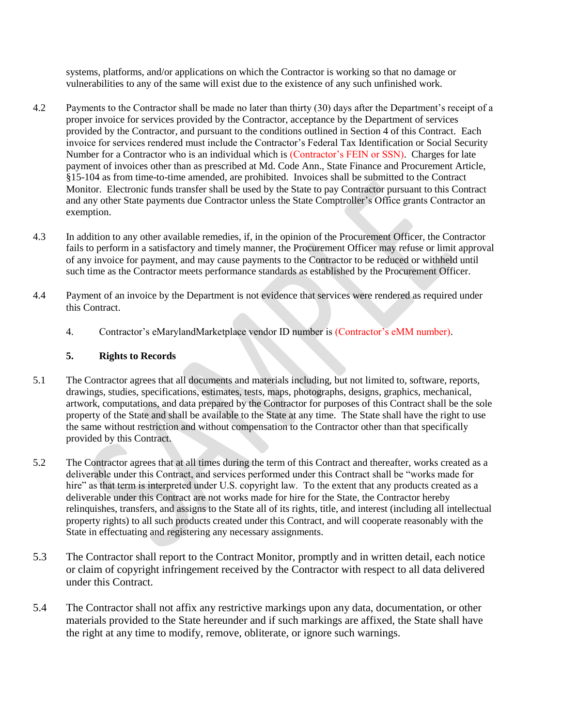systems, platforms, and/or applications on which the Contractor is working so that no damage or vulnerabilities to any of the same will exist due to the existence of any such unfinished work.

4.2 Payments to the Contractor shall be made no later than thirty (30) days after the Department's receipt of a proper invoice for services provided by the Contractor, acceptance by the Department of services provided by the Contractor, and pursuant to the conditions outlined in Section 4 of this Contract. Each invoice for services rendered must include the Contractor's Federal Tax Identification or Social Security Number for a Contractor who is an individual which is (Contractor's FEIN or SSN). Charges for late payment of invoices other than as prescribed at Md. Code Ann., State Finance and Procurement Article, §15-104 as from time-to-time amended, are prohibited. Invoices shall be submitted to the Contract Monitor. Electronic funds transfer shall be used by the State to pay Contractor pursuant to this Contract and any other State payments due Contractor unless the State Comptroller's Office grants Contractor an exemption.

4.3 In addition to any other available remedies, if, in the opinion of the Procurement Officer, the Contractor fails to perform in a satisfactory and timely manner, the Procurement Officer may refuse or limit approval of any invoice for payment, and may cause payments to the Contractor to be reduced or withheld until such time as the Contractor meets performance standards as established by the Procurement Officer.

4.4 Payment of an invoice by the Department is not evidence that services were rendered as required under this Contract.

4. Contractor's eMarylandMarketplace vendor ID number is (Contractor's eMM number).

## 5. Rights to Records

5.1 The Contractor agrees that all documents and materials including, but not limited to, software, reports, drawings, studies, specifications, estimates, tests, maps, photographs, designs, graphics, mechanical, artwork, computations, and data prepared by the Contractor for purposes of this Contract shall be the sole property of the State and shall be available to the State at any time. The State shall have the right to use the same without restriction and without compensation to the Contractor other than that specifically provided by this Contract.

5.2 The Contractor agrees that at all times during the term of this Contract and thereafter, works created as a deliverable under this Contract, and services performed under this Contract shall be "works made for hire" as that term is interpreted under U.S. copyright law. To the extent that any products created as a deliverable under this Contract are not works made for hire for the State, the Contractor hereby relinquishes, transfers, and assigns to the State all of its rights, title, and interest (including all intellectual property rights) to all such products created under this Contract, and will cooperate reasonably with the State in effectuating and registering any necessary assignments.

5.3 The Contractor shall report to the Contract Monitor, promptly and in written detail, each notice or claim of copyright infringement received by the Contractor with respect to all data delivered under this Contract.

5.4 The Contractor shall not affix any restrictive markings upon any data, documentation, or other materials provided to the State hereunder and if such markings are affixed, the State shall have the right at any time to modify, remove, obliterate, or ignore such warnings.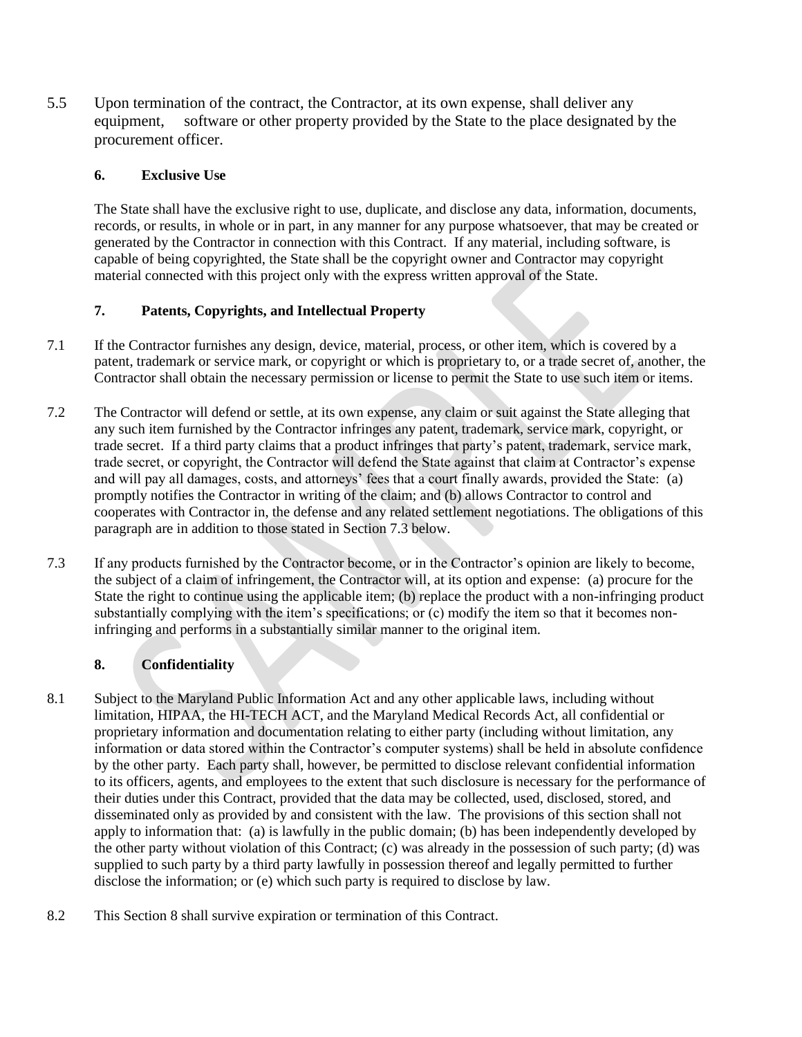5.5 Upon termination of the contract, the Contractor, at its own expense, shall deliver any equipment, software or other property provided by the State to the place designated by the procurement officer.

### 6. Exclusive Use

The State shall have the exclusive right to use, duplicate, and disclose any data, information, documents, records, or results, in whole or in part, in any manner for any purpose whatsoever, that may be created or generated by the Contractor in connection with this Contract. If any material, including software, is capable of being copyrighted, the State shall be the copyright owner and Contractor may copyright material connected with this project only with the express written approval of the State.

### 7. Patents, Copyrights, and Intellectual Property

7.1 If the Contractor furnishes any design, device, material, process, or other item, which is covered by a patent, trademark or service mark, or copyright or which is proprietary to, or a trade secret of, another, the Contractor shall obtain the necessary permission or license to permit the State to use such item or items.

7.2 The Contractor will defend or settle, at its own expense, any claim or suit against the State alleging that any such item furnished by the Contractor infringes any patent, trademark, service mark, copyright, or trade secret. If a third party claims that a product infringes that party's patent, trademark, service mark, trade secret, or copyright, the Contractor will defend the State against that claim at Contractor's expense and will pay all damages, costs, and attorneys' fees that a court finally awards, provided the State: (a) promptly notifies the Contractor in writing of the claim; and (b) allows Contractor to control and cooperates with Contractor in, the defense and any related settlement negotiations. The obligations of this paragraph are in addition to those stated in Section 7.3 below.

7.3 If any products furnished by the Contractor become, or in the Contractor's opinion are likely to become, the subject of a claim of infringement, the Contractor will, at its option and expense: (a) procure for the State the right to continue using the applicable item; (b) replace the product with a non-infringing product substantially complying with the item's specifications; or (c) modify the item so that it becomes non-infringing and performs in a substantially similar manner to the original item.

### 8. Confidentiality

8.1 Subject to the Maryland Public Information Act and any other applicable laws, including without limitation, HIPAA, the HI-TECH ACT, and the Maryland Medical Records Act, all confidential or proprietary information and documentation relating to either party (including without limitation, any information or data stored within the Contractor's computer systems) shall be held in absolute confidence by the other party. Each party shall, however, be permitted to disclose relevant confidential information to its officers, agents, and employees to the extent that such disclosure is necessary for the performance of their duties under this Contract, provided that the data may be collected, used, disclosed, stored, and disseminated only as provided by and consistent with the law. The provisions of this section shall not apply to information that: (a) is lawfully in the public domain; (b) has been independently developed by the other party without violation of this Contract; (c) was already in the possession of such party; (d) was supplied to such party by a third party lawfully in possession thereof and legally permitted to further disclose the information; or (e) which such party is required to disclose by law.

8.2 This Section 8 shall survive expiration or termination of this Contract.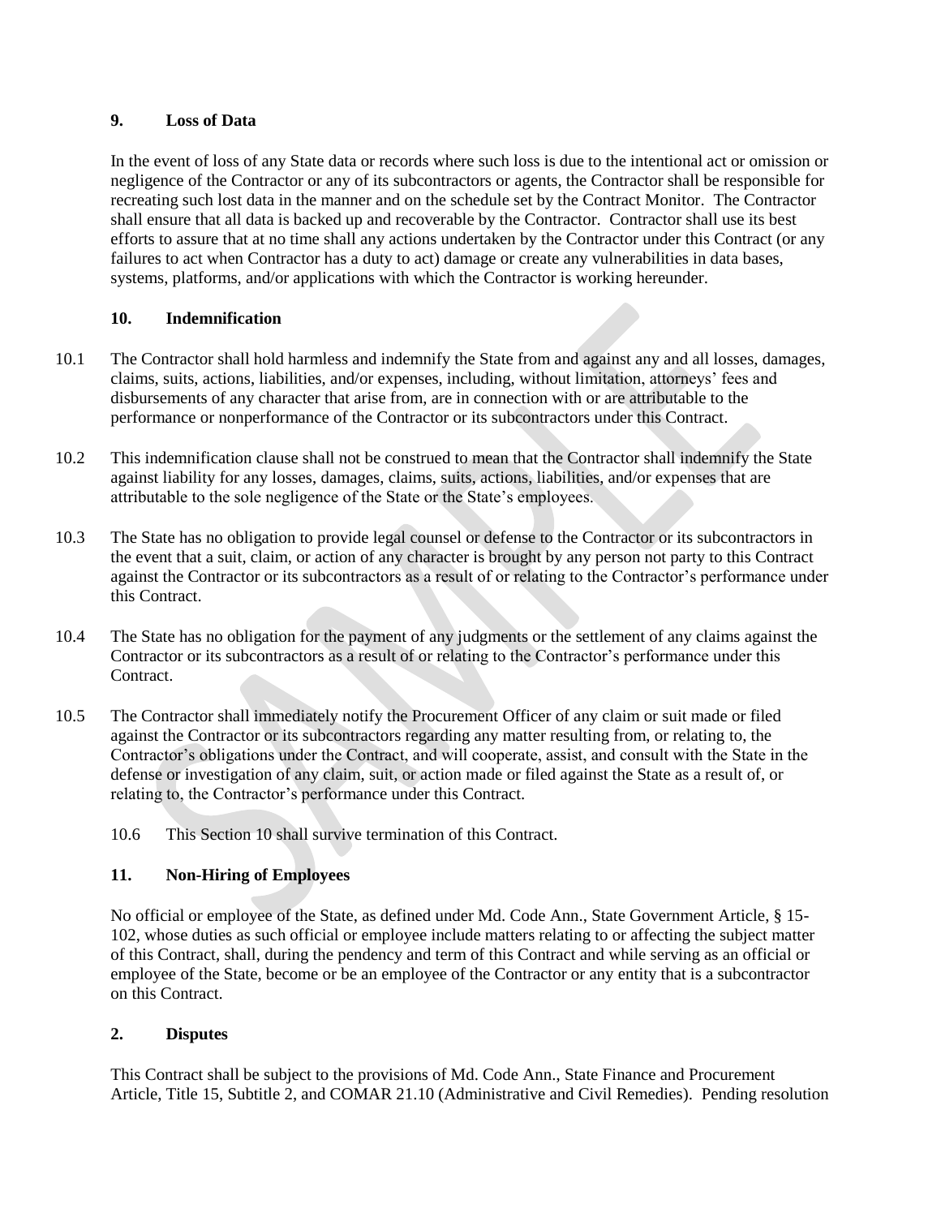### 9. Loss of Data

In the event of loss of any State data or records where such loss is due to the intentional act or omission or negligence of the Contractor or any of its subcontractors or agents, the Contractor shall be responsible for recreating such lost data in the manner and on the schedule set by the Contract Monitor. The Contractor shall ensure that all data is backed up and recoverable by the Contractor. Contractor shall use its best efforts to assure that at no time shall any actions undertaken by the Contractor under this Contract (or any failures to act when Contractor has a duty to act) damage or create any vulnerabilities in data bases, systems, platforms, and/or applications with which the Contractor is working hereunder.

### 10. Indemnification

10.1 The Contractor shall hold harmless and indemnify the State from and against any and all losses, damages, claims, suits, actions, liabilities, and/or expenses, including, without limitation, attorneys' fees and disbursements of any character that arise from, are in connection with or are attributable to the performance or nonperformance of the Contractor or its subcontractors under this Contract.

10.2 This indemnification clause shall not be construed to mean that the Contractor shall indemnify the State against liability for any losses, damages, claims, suits, actions, liabilities, and/or expenses that are attributable to the sole negligence of the State or the State's employees.

10.3 The State has no obligation to provide legal counsel or defense to the Contractor or its subcontractors in the event that a suit, claim, or action of any character is brought by any person not party to this Contract against the Contractor or its subcontractors as a result of or relating to the Contractor's performance under this Contract.

10.4 The State has no obligation for the payment of any judgments or the settlement of any claims against the Contractor or its subcontractors as a result of or relating to the Contractor's performance under this Contract.

10.5 The Contractor shall immediately notify the Procurement Officer of any claim or suit made or filed against the Contractor or its subcontractors regarding any matter resulting from, or relating to, the Contractor's obligations under the Contract, and will cooperate, assist, and consult with the State in the defense or investigation of any claim, suit, or action made or filed against the State as a result of, or relating to, the Contractor's performance under this Contract.

10.6 This Section 10 shall survive termination of this Contract.

### 11. Non-Hiring of Employees

No official or employee of the State, as defined under Md. Code Ann., State Government Article, § 15-102, whose duties as such official or employee include matters relating to or affecting the subject matter of this Contract, shall, during the pendency and term of this Contract and while serving as an official or employee of the State, become or be an employee of the Contractor or any entity that is a subcontractor on this Contract.

### 2. Disputes

This Contract shall be subject to the provisions of Md. Code Ann., State Finance and Procurement Article, Title 15, Subtitle 2, and COMAR 21.10 (Administrative and Civil Remedies). Pending resolution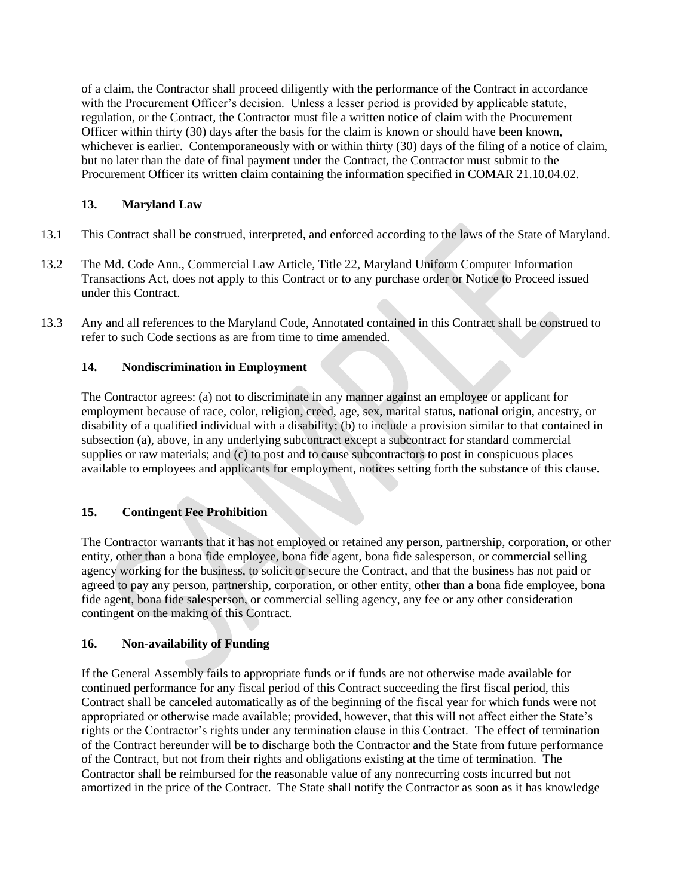of a claim, the Contractor shall proceed diligently with the performance of the Contract in accordance with the Procurement Officer's decision. Unless a lesser period is provided by applicable statute, regulation, or the Contract, the Contractor must file a written notice of claim with the Procurement Officer within thirty (30) days after the basis for the claim is known or should have been known, whichever is earlier. Contemporaneously with or within thirty (30) days of the filing of a notice of claim, but no later than the date of final payment under the Contract, the Contractor must submit to the Procurement Officer its written claim containing the information specified in COMAR 21.10.04.02.

### 13. Maryland Law

13.1 This Contract shall be construed, interpreted, and enforced according to the laws of the State of Maryland.

13.2 The Md. Code Ann., Commercial Law Article, Title 22, Maryland Uniform Computer Information Transactions Act, does not apply to this Contract or to any purchase order or Notice to Proceed issued under this Contract.

13.3 Any and all references to the Maryland Code, Annotated contained in this Contract shall be construed to refer to such Code sections as are from time to time amended.

### 14. Nondiscrimination in Employment

The Contractor agrees: (a) not to discriminate in any manner against an employee or applicant for employment because of race, color, religion, creed, age, sex, marital status, national origin, ancestry, or disability of a qualified individual with a disability; (b) to include a provision similar to that contained in subsection (a), above, in any underlying subcontract except a subcontract for standard commercial supplies or raw materials; and (c) to post and to cause subcontractors to post in conspicuous places available to employees and applicants for employment, notices setting forth the substance of this clause.

### 15. Contingent Fee Prohibition

The Contractor warrants that it has not employed or retained any person, partnership, corporation, or other entity, other than a bona fide employee, bona fide agent, bona fide salesperson, or commercial selling agency working for the business, to solicit or secure the Contract, and that the business has not paid or agreed to pay any person, partnership, corporation, or other entity, other than a bona fide employee, bona fide agent, bona fide salesperson, or commercial selling agency, any fee or any other consideration contingent on the making of this Contract.

### 16. Non-availability of Funding

If the General Assembly fails to appropriate funds or if funds are not otherwise made available for continued performance for any fiscal period of this Contract succeeding the first fiscal period, this Contract shall be canceled automatically as of the beginning of the fiscal year for which funds were not appropriated or otherwise made available; provided, however, that this will not affect either the State's rights or the Contractor's rights under any termination clause in this Contract. The effect of termination of the Contract hereunder will be to discharge both the Contractor and the State from future performance of the Contract, but not from their rights and obligations existing at the time of termination. The Contractor shall be reimbursed for the reasonable value of any nonrecurring costs incurred but not amortized in the price of the Contract. The State shall notify the Contractor as soon as it has knowledge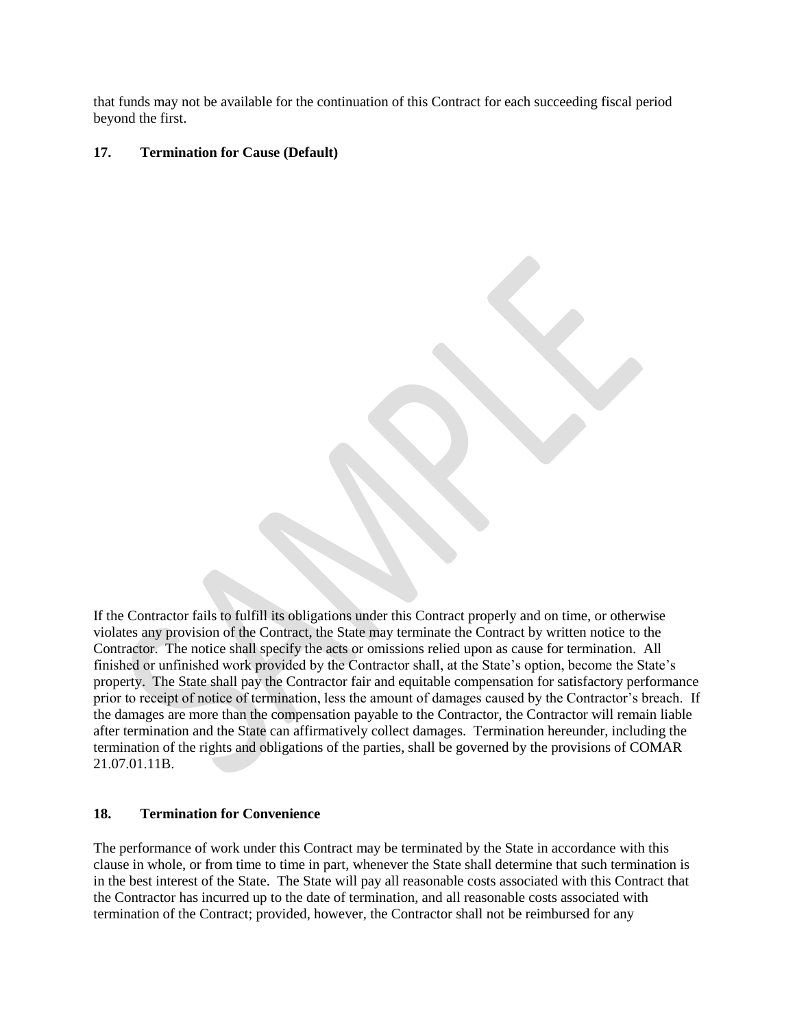that funds may not be available for the continuation of this Contract for each succeeding fiscal period beyond the first.

## 17. Termination for Cause (Default)

If the Contractor fails to fulfill its obligations under this Contract properly and on time, or otherwise violates any provision of the Contract, the State may terminate the Contract by written notice to the Contractor. The notice shall specify the acts or omissions relied upon as cause for termination. All finished or unfinished work provided by the Contractor shall, at the State's option, become the State's property. The State shall pay the Contractor fair and equitable compensation for satisfactory performance prior to receipt of notice of termination, less the amount of damages caused by the Contractor's breach. If the damages are more than the compensation payable to the Contractor, the Contractor will remain liable after termination and the State can affirmatively collect damages. Termination hereunder, including the termination of the rights and obligations of the parties, shall be governed by the provisions of COMAR 21.07.01.11B.

## 18. Termination for Convenience

The performance of work under this Contract may be terminated by the State in accordance with this clause in whole, or from time to time in part, whenever the State shall determine that such termination is in the best interest of the State. The State will pay all reasonable costs associated with this Contract that the Contractor has incurred up to the date of termination, and all reasonable costs associated with termination of the Contract; provided, however, the Contractor shall not be reimbursed for any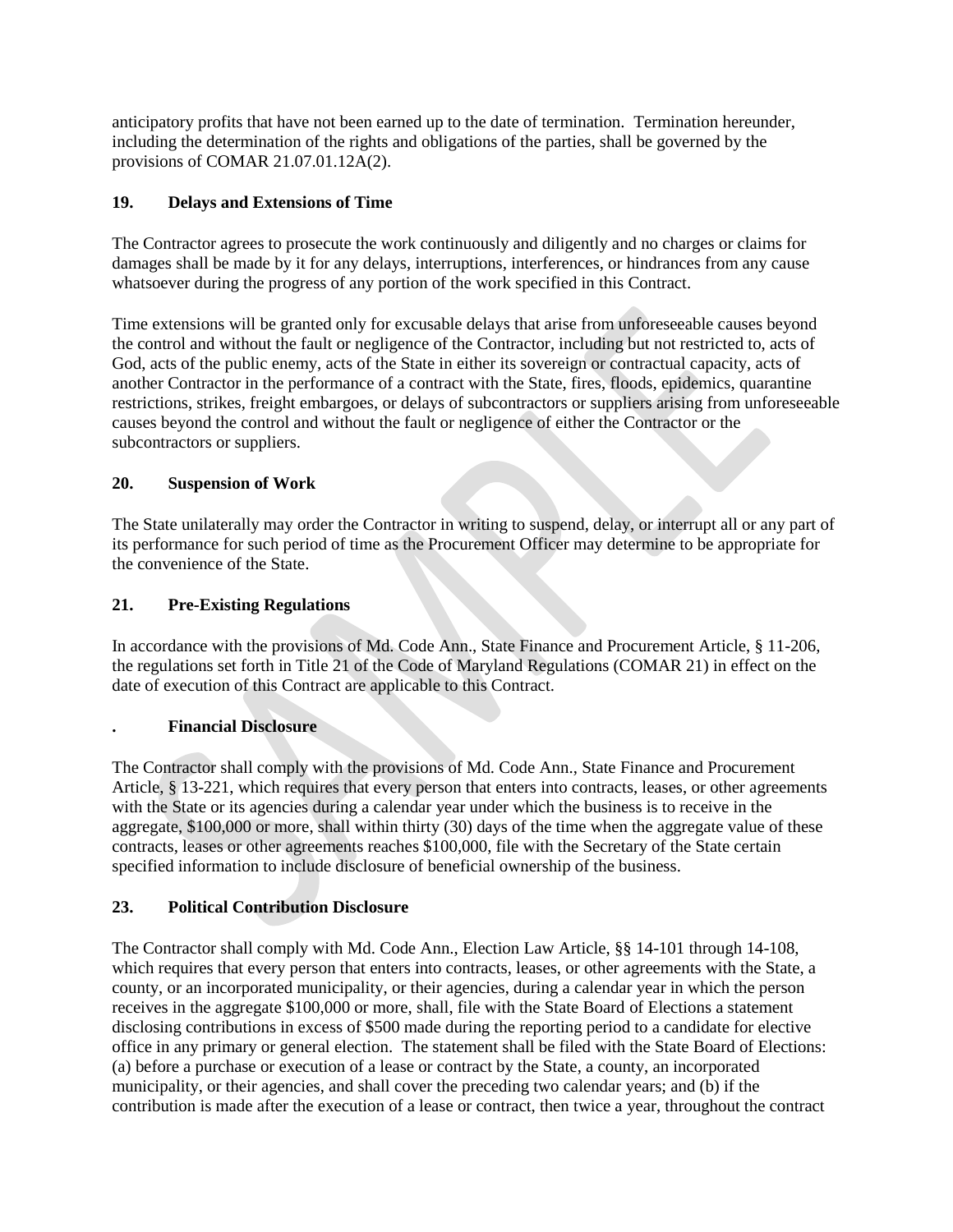anticipatory profits that have not been earned up to the date of termination. Termination hereunder, including the determination of the rights and obligations of the parties, shall be governed by the provisions of COMAR 21.07.01.12A(2).

## 19. Delays and Extensions of Time

The Contractor agrees to prosecute the work continuously and diligently and no charges or claims for damages shall be made by it for any delays, interruptions, interferences, or hindrances from any cause whatsoever during the progress of any portion of the work specified in this Contract.

Time extensions will be granted only for excusable delays that arise from unforeseeable causes beyond the control and without the fault or negligence of the Contractor, including but not restricted to, acts of God, acts of the public enemy, acts of the State in either its sovereign or contractual capacity, acts of another Contractor in the performance of a contract with the State, fires, floods, epidemics, quarantine restrictions, strikes, freight embargoes, or delays of subcontractors or suppliers arising from unforeseeable causes beyond the control and without the fault or negligence of either the Contractor or the subcontractors or suppliers.

## 20. Suspension of Work

The State unilaterally may order the Contractor in writing to suspend, delay, or interrupt all or any part of its performance for such period of time as the Procurement Officer may determine to be appropriate for the convenience of the State.

## 21. Pre-Existing Regulations

In accordance with the provisions of Md. Code Ann., State Finance and Procurement Article, § 11-206, the regulations set forth in Title 21 of the Code of Maryland Regulations (COMAR 21) in effect on the date of execution of this Contract are applicable to this Contract.

## . Financial Disclosure

The Contractor shall comply with the provisions of Md. Code Ann., State Finance and Procurement Article, § 13-221, which requires that every person that enters into contracts, leases, or other agreements with the State or its agencies during a calendar year under which the business is to receive in the aggregate, $100,000 or more, shall within thirty (30) days of the time when the aggregate value of these contracts, leases or other agreements reaches $100,000, file with the Secretary of the State certain specified information to include disclosure of beneficial ownership of the business.

## 23. Political Contribution Disclosure

The Contractor shall comply with Md. Code Ann., Election Law Article, §§ 14-101 through 14-108, which requires that every person that enters into contracts, leases, or other agreements with the State, a county, or an incorporated municipality, or their agencies, during a calendar year in which the person receives in the aggregate $100,000 or more, shall, file with the State Board of Elections a statement disclosing contributions in excess of $500 made during the reporting period to a candidate for elective office in any primary or general election. The statement shall be filed with the State Board of Elections: (a) before a purchase or execution of a lease or contract by the State, a county, an incorporated municipality, or their agencies, and shall cover the preceding two calendar years; and (b) if the contribution is made after the execution of a lease or contract, then twice a year, throughout the contract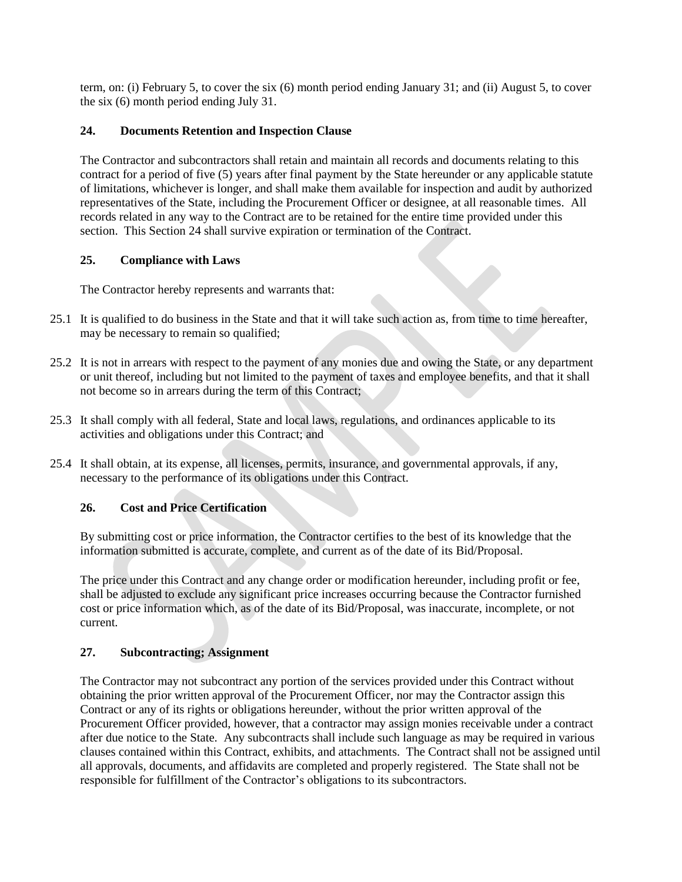term, on: (i) February 5, to cover the six (6) month period ending January 31; and (ii) August 5, to cover the six (6) month period ending July 31.

### 24. Documents Retention and Inspection Clause

The Contractor and subcontractors shall retain and maintain all records and documents relating to this contract for a period of five (5) years after final payment by the State hereunder or any applicable statute of limitations, whichever is longer, and shall make them available for inspection and audit by authorized representatives of the State, including the Procurement Officer or designee, at all reasonable times. All records related in any way to the Contract are to be retained for the entire time provided under this section. This Section 24 shall survive expiration or termination of the Contract.

### 25. Compliance with Laws

The Contractor hereby represents and warrants that:

25.1 It is qualified to do business in the State and that it will take such action as, from time to time hereafter, may be necessary to remain so qualified;

25.2 It is not in arrears with respect to the payment of any monies due and owing the State, or any department or unit thereof, including but not limited to the payment of taxes and employee benefits, and that it shall not become so in arrears during the term of this Contract;

25.3 It shall comply with all federal, State and local laws, regulations, and ordinances applicable to its activities and obligations under this Contract; and

25.4 It shall obtain, at its expense, all licenses, permits, insurance, and governmental approvals, if any, necessary to the performance of its obligations under this Contract.

### 26. Cost and Price Certification

By submitting cost or price information, the Contractor certifies to the best of its knowledge that the information submitted is accurate, complete, and current as of the date of its Bid/Proposal.

The price under this Contract and any change order or modification hereunder, including profit or fee, shall be adjusted to exclude any significant price increases occurring because the Contractor furnished cost or price information which, as of the date of its Bid/Proposal, was inaccurate, incomplete, or not current.

### 27. Subcontracting; Assignment

The Contractor may not subcontract any portion of the services provided under this Contract without obtaining the prior written approval of the Procurement Officer, nor may the Contractor assign this Contract or any of its rights or obligations hereunder, without the prior written approval of the Procurement Officer provided, however, that a contractor may assign monies receivable under a contract after due notice to the State. Any subcontracts shall include such language as may be required in various clauses contained within this Contract, exhibits, and attachments. The Contract shall not be assigned until all approvals, documents, and affidavits are completed and properly registered. The State shall not be responsible for fulfillment of the Contractor's obligations to its subcontractors.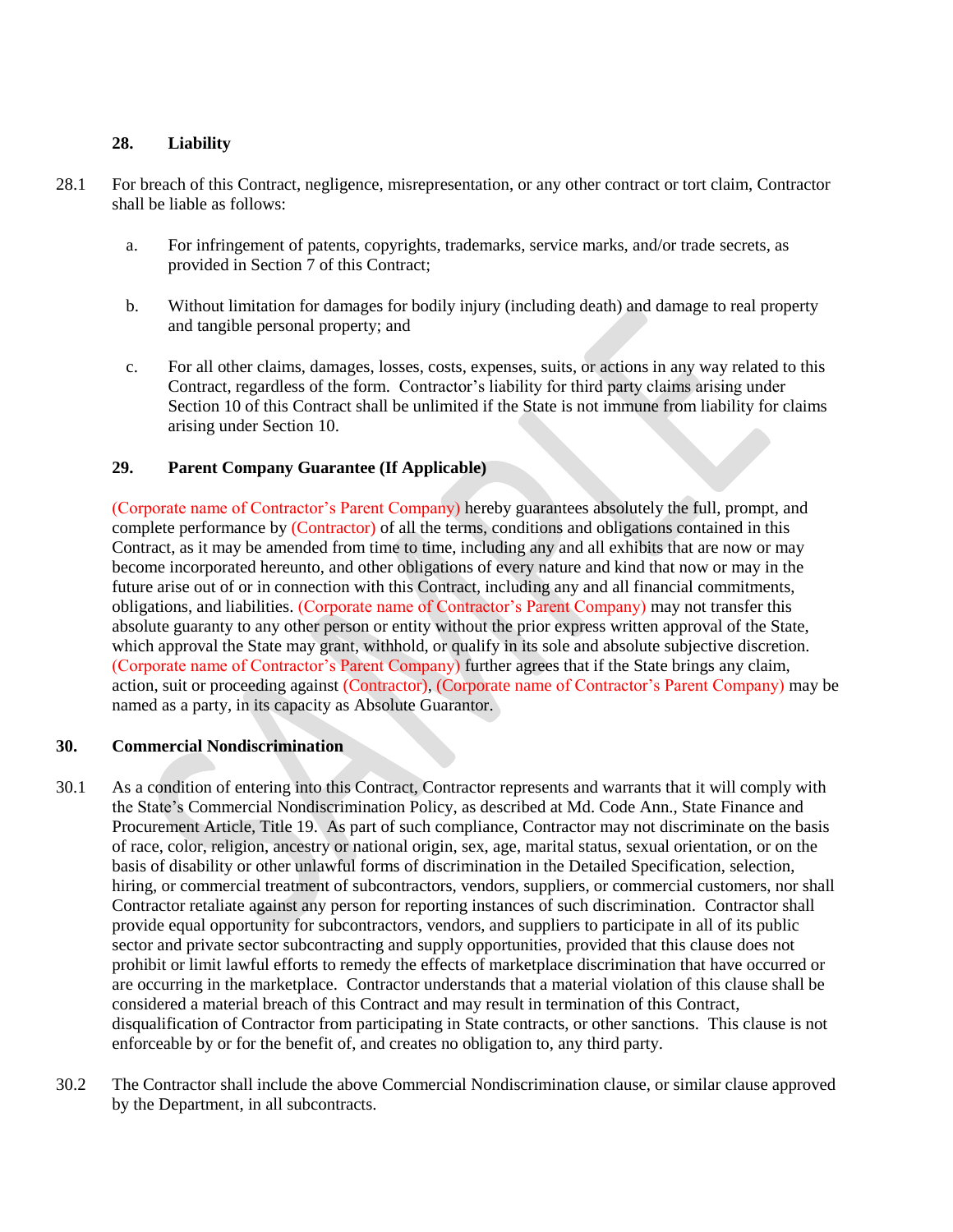### 28. Liability

28.1 For breach of this Contract, negligence, misrepresentation, or any other contract or tort claim, Contractor shall be liable as follows:

a. For infringement of patents, copyrights, trademarks, service marks, and/or trade secrets, as provided in Section 7 of this Contract;

b. Without limitation for damages for bodily injury (including death) and damage to real property and tangible personal property; and

c. For all other claims, damages, losses, costs, expenses, suits, or actions in any way related to this Contract, regardless of the form. Contractor's liability for third party claims arising under Section 10 of this Contract shall be unlimited if the State is not immune from liability for claims arising under Section 10.

### 29. Parent Company Guarantee (If Applicable)

(Corporate name of Contractor's Parent Company) hereby guarantees absolutely the full, prompt, and complete performance by (Contractor) of all the terms, conditions and obligations contained in this Contract, as it may be amended from time to time, including any and all exhibits that are now or may become incorporated hereunto, and other obligations of every nature and kind that now or may in the future arise out of or in connection with this Contract, including any and all financial commitments, obligations, and liabilities. (Corporate name of Contractor's Parent Company) may not transfer this absolute guaranty to any other person or entity without the prior express written approval of the State, which approval the State may grant, withhold, or qualify in its sole and absolute subjective discretion. (Corporate name of Contractor's Parent Company) further agrees that if the State brings any claim, action, suit or proceeding against (Contractor), (Corporate name of Contractor's Parent Company) may be named as a party, in its capacity as Absolute Guarantor.

### 30. Commercial Nondiscrimination

30.1 As a condition of entering into this Contract, Contractor represents and warrants that it will comply with the State's Commercial Nondiscrimination Policy, as described at Md. Code Ann., State Finance and Procurement Article, Title 19. As part of such compliance, Contractor may not discriminate on the basis of race, color, religion, ancestry or national origin, sex, age, marital status, sexual orientation, or on the basis of disability or other unlawful forms of discrimination in the Detailed Specification, selection, hiring, or commercial treatment of subcontractors, vendors, suppliers, or commercial customers, nor shall Contractor retaliate against any person for reporting instances of such discrimination. Contractor shall provide equal opportunity for subcontractors, vendors, and suppliers to participate in all of its public sector and private sector subcontracting and supply opportunities, provided that this clause does not prohibit or limit lawful efforts to remedy the effects of marketplace discrimination that have occurred or are occurring in the marketplace. Contractor understands that a material violation of this clause shall be considered a material breach of this Contract and may result in termination of this Contract, disqualification of Contractor from participating in State contracts, or other sanctions. This clause is not enforceable by or for the benefit of, and creates no obligation to, any third party.

30.2 The Contractor shall include the above Commercial Nondiscrimination clause, or similar clause approved by the Department, in all subcontracts.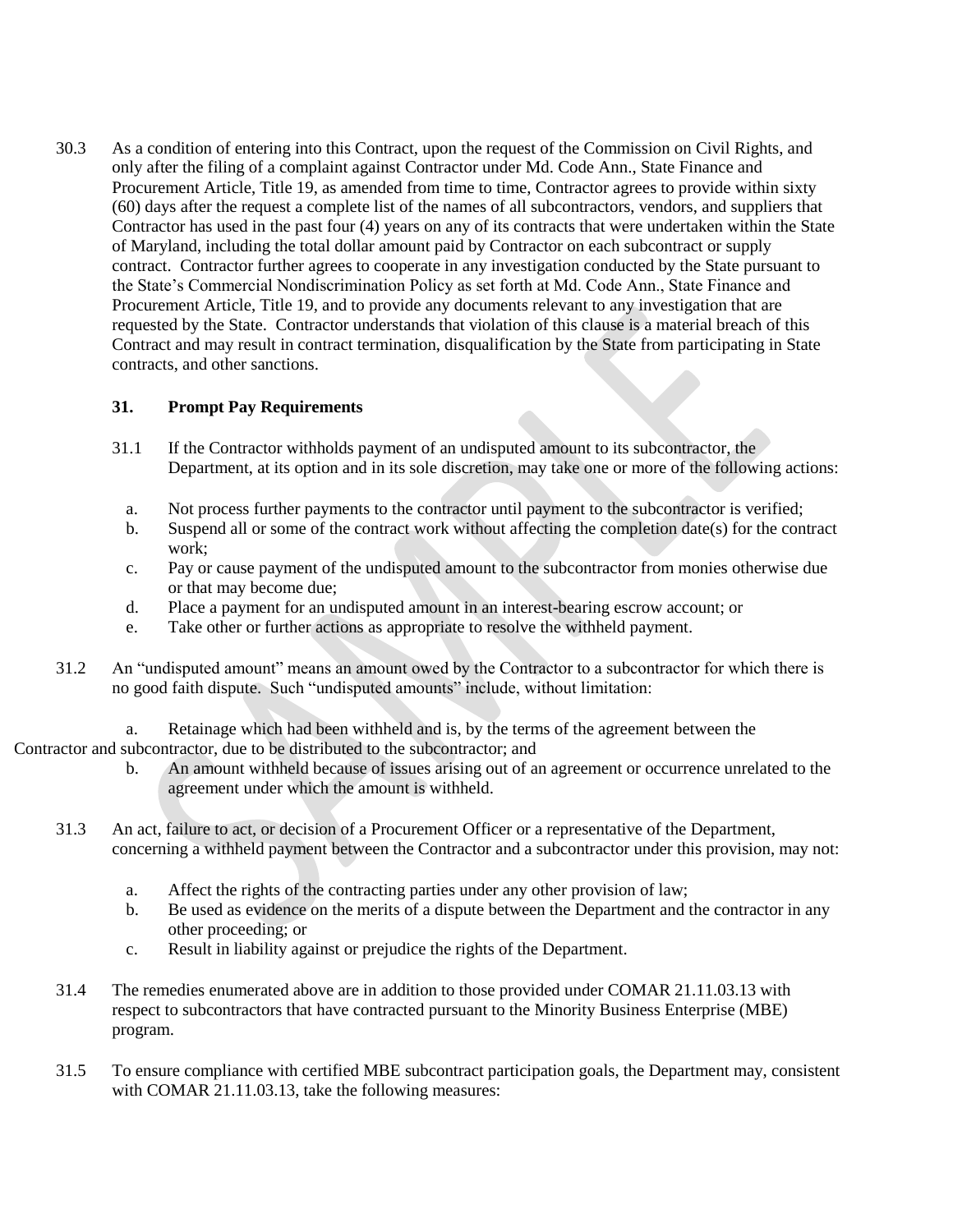30.3 As a condition of entering into this Contract, upon the request of the Commission on Civil Rights, and only after the filing of a complaint against Contractor under Md. Code Ann., State Finance and Procurement Article, Title 19, as amended from time to time, Contractor agrees to provide within sixty (60) days after the request a complete list of the names of all subcontractors, vendors, and suppliers that Contractor has used in the past four (4) years on any of its contracts that were undertaken within the State of Maryland, including the total dollar amount paid by Contractor on each subcontract or supply contract. Contractor further agrees to cooperate in any investigation conducted by the State pursuant to the State's Commercial Nondiscrimination Policy as set forth at Md. Code Ann., State Finance and Procurement Article, Title 19, and to provide any documents relevant to any investigation that are requested by the State. Contractor understands that violation of this clause is a material breach of this Contract and may result in contract termination, disqualification by the State from participating in State contracts, and other sanctions.

## 31. Prompt Pay Requirements

31.1 If the Contractor withholds payment of an undisputed amount to its subcontractor, the Department, at its option and in its sole discretion, may take one or more of the following actions:

a. Not process further payments to the contractor until payment to the subcontractor is verified;
b. Suspend all or some of the contract work without affecting the completion date(s) for the contract work;
c. Pay or cause payment of the undisputed amount to the subcontractor from monies otherwise due or that may become due;
d. Place a payment for an undisputed amount in an interest-bearing escrow account; or
e. Take other or further actions as appropriate to resolve the withheld payment.

31.2 An "undisputed amount" means an amount owed by the Contractor to a subcontractor for which there is no good faith dispute. Such "undisputed amounts" include, without limitation:

a. Retainage which had been withheld and is, by the terms of the agreement between the Contractor and subcontractor, due to be distributed to the subcontractor; and
b. An amount withheld because of issues arising out of an agreement or occurrence unrelated to the agreement under which the amount is withheld.

31.3 An act, failure to act, or decision of a Procurement Officer or a representative of the Department, concerning a withheld payment between the Contractor and a subcontractor under this provision, may not:

a. Affect the rights of the contracting parties under any other provision of law;
b. Be used as evidence on the merits of a dispute between the Department and the contractor in any other proceeding; or
c. Result in liability against or prejudice the rights of the Department.

31.4 The remedies enumerated above are in addition to those provided under COMAR 21.11.03.13 with respect to subcontractors that have contracted pursuant to the Minority Business Enterprise (MBE) program.

31.5 To ensure compliance with certified MBE subcontract participation goals, the Department may, consistent with COMAR 21.11.03.13, take the following measures: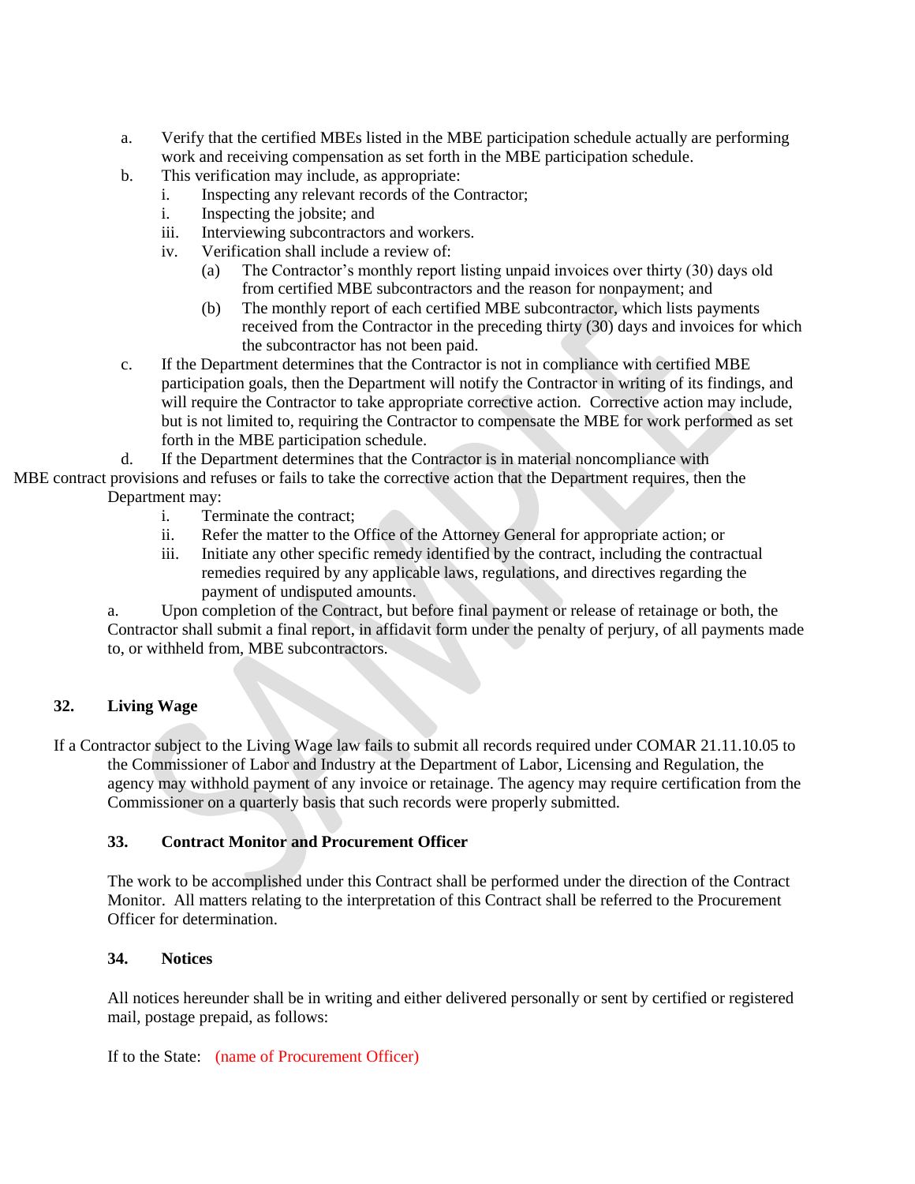a. Verify that the certified MBEs listed in the MBE participation schedule actually are performing work and receiving compensation as set forth in the MBE participation schedule.

b. This verification may include, as appropriate:

   i. Inspecting any relevant records of the Contractor;

   i. Inspecting the jobsite; and

   iii. Interviewing subcontractors and workers.

   iv. Verification shall include a review of:

      (a) The Contractor's monthly report listing unpaid invoices over thirty (30) days old from certified MBE subcontractors and the reason for nonpayment; and

      (b) The monthly report of each certified MBE subcontractor, which lists payments received from the Contractor in the preceding thirty (30) days and invoices for which the subcontractor has not been paid.

c. If the Department determines that the Contractor is not in compliance with certified MBE participation goals, then the Department will notify the Contractor in writing of its findings, and will require the Contractor to take appropriate corrective action. Corrective action may include, but is not limited to, requiring the Contractor to compensate the MBE for work performed as set forth in the MBE participation schedule.

d. If the Department determines that the Contractor is in material noncompliance with MBE contract provisions and refuses or fails to take the corrective action that the Department requires, then the Department may:

   i. Terminate the contract;

   ii. Refer the matter to the Office of the Attorney General for appropriate action; or

   iii. Initiate any other specific remedy identified by the contract, including the contractual remedies required by any applicable laws, regulations, and directives regarding the payment of undisputed amounts.

a. Upon completion of the Contract, but before final payment or release of retainage or both, the Contractor shall submit a final report, in affidavit form under the penalty of perjury, of all payments made to, or withheld from, MBE subcontractors.

## 32. Living Wage

If a Contractor subject to the Living Wage law fails to submit all records required under COMAR 21.11.10.05 to the Commissioner of Labor and Industry at the Department of Labor, Licensing and Regulation, the agency may withhold payment of any invoice or retainage. The agency may require certification from the Commissioner on a quarterly basis that such records were properly submitted.

## 33. Contract Monitor and Procurement Officer

The work to be accomplished under this Contract shall be performed under the direction of the Contract Monitor. All matters relating to the interpretation of this Contract shall be referred to the Procurement Officer for determination.

## 34. Notices

All notices hereunder shall be in writing and either delivered personally or sent by certified or registered mail, postage prepaid, as follows:

If to the State: (name of Procurement Officer)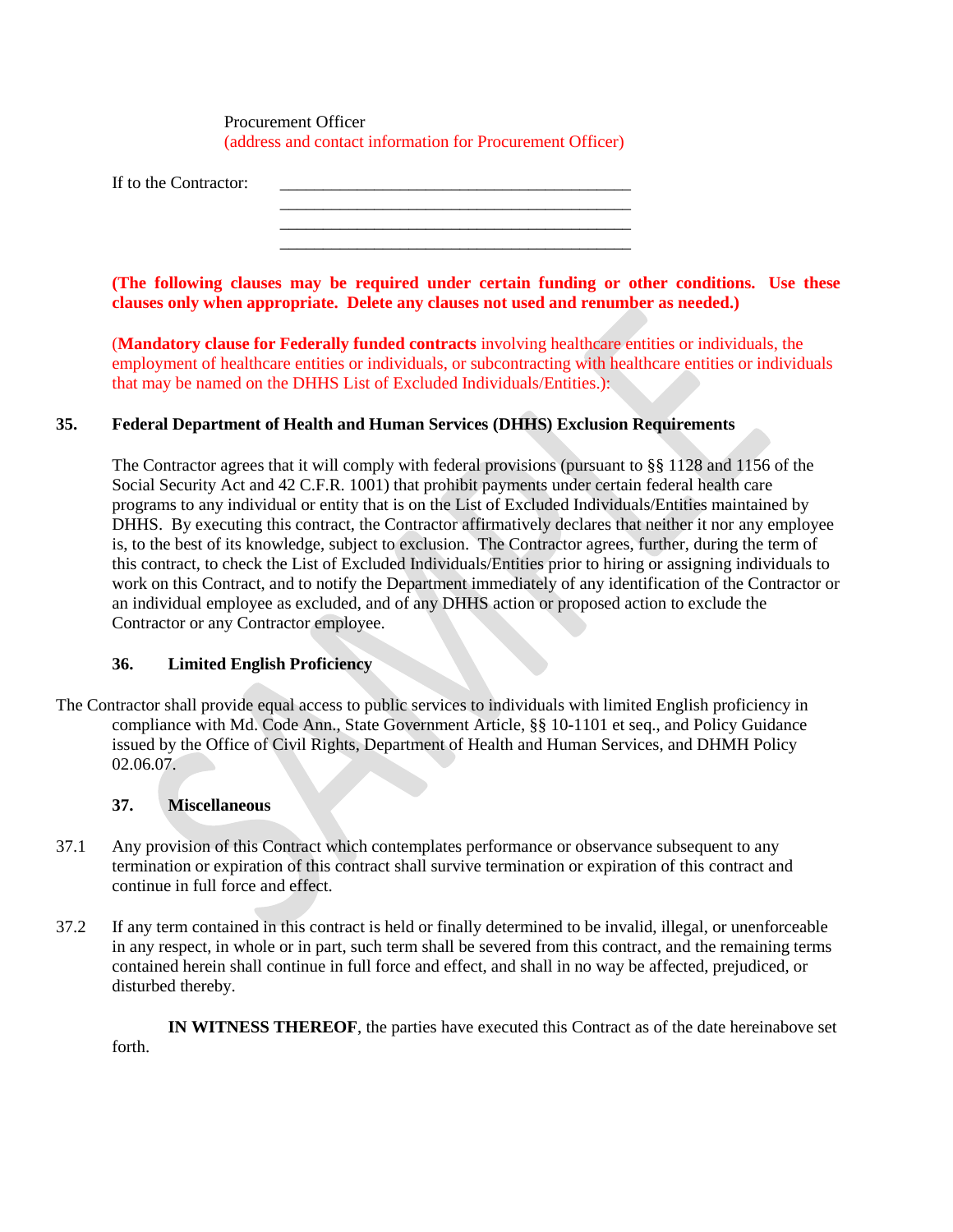Procurement Officer
(address and contact information for Procurement Officer)

If to the Contractor: ________________________________________
________________________________________
________________________________________
________________________________________

**(The following clauses may be required under certain funding or other conditions. Use these clauses only when appropriate. Delete any clauses not used and renumber as needed.)**

(**Mandatory clause for Federally funded contracts** involving healthcare entities or individuals, the employment of healthcare entities or individuals, or subcontracting with healthcare entities or individuals that may be named on the DHHS List of Excluded Individuals/Entities.):

**35. Federal Department of Health and Human Services (DHHS) Exclusion Requirements**

The Contractor agrees that it will comply with federal provisions (pursuant to §§ 1128 and 1156 of the Social Security Act and 42 C.F.R. 1001) that prohibit payments under certain federal health care programs to any individual or entity that is on the List of Excluded Individuals/Entities maintained by DHHS. By executing this contract, the Contractor affirmatively declares that neither it nor any employee is, to the best of its knowledge, subject to exclusion. The Contractor agrees, further, during the term of this contract, to check the List of Excluded Individuals/Entities prior to hiring or assigning individuals to work on this Contract, and to notify the Department immediately of any identification of the Contractor or an individual employee as excluded, and of any DHHS action or proposed action to exclude the Contractor or any Contractor employee.

**36. Limited English Proficiency**

The Contractor shall provide equal access to public services to individuals with limited English proficiency in compliance with Md. Code Ann., State Government Article, §§ 10-1101 et seq., and Policy Guidance issued by the Office of Civil Rights, Department of Health and Human Services, and DHMH Policy 02.06.07.

**37. Miscellaneous**

37.1 Any provision of this Contract which contemplates performance or observance subsequent to any termination or expiration of this contract shall survive termination or expiration of this contract and continue in full force and effect.

37.2 If any term contained in this contract is held or finally determined to be invalid, illegal, or unenforceable in any respect, in whole or in part, such term shall be severed from this contract, and the remaining terms contained herein shall continue in full force and effect, and shall in no way be affected, prejudiced, or disturbed thereby.

**IN WITNESS THEREOF**, the parties have executed this Contract as of the date hereinabove set forth.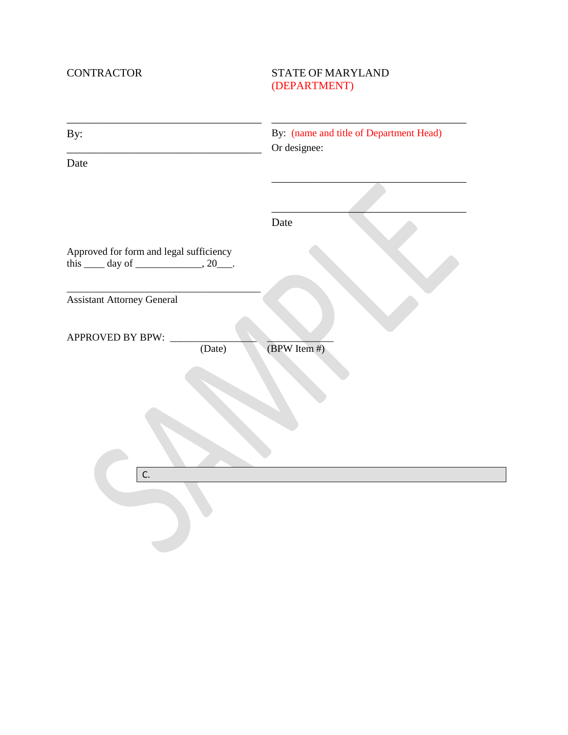CONTRACTOR

STATE OF MARYLAND
(DEPARTMENT)

_______________________________________

By:

_______________________________________

Date

_______________________________________

By: (name and title of Department Head)
Or designee:

_______________________________________

_______________________________________

Date

Approved for form and legal sufficiency
this ____ day of _____________, 20___.

_______________________________________
Assistant Attorney General

APPROVED BY BPW: _________________ _____________
(Date) (BPW Item #)

C.